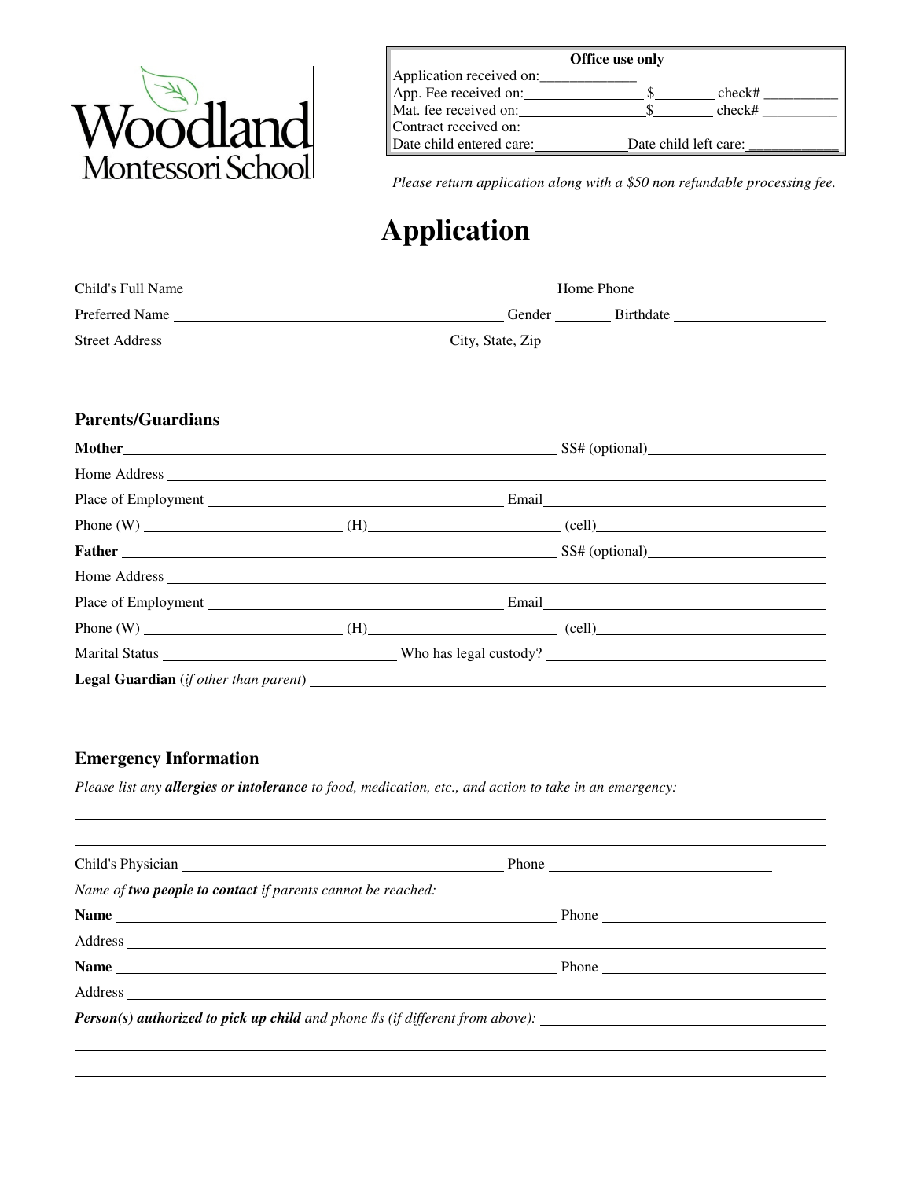Woodland Montessori School

| Office use only | | |
|---|---|---|
| Application received on:____________ | | |
| App. Fee received on:______________ | $________ | check# __________ |
| Mat. fee received on:______________ | $________ | check# __________ |
| Contract received on:______________________ | | |
| Date child entered care:____________ | Date child left care:____________ | |

*Please return application along with a $50 non refundable processing fee.*

# Application

Child's Full Name ______________________________________ Home Phone ____________________

Preferred Name ____________________________________ Gender ______ Birthdate ________________

Street Address ______________________________ City, State, Zip ______________________________

## Parents/Guardians

**Mother** ____________________________________________ SS# (optional) ____________________

Home Address ______________________________________________________________________

Place of Employment ______________________________ Email ____________________________

Phone (W) ____________________ (H) ____________________ (cell) ________________________

**Father** ____________________________________________ SS# (optional) ____________________

Home Address ______________________________________________________________________

Place of Employment ______________________________ Email ____________________________

Phone (W) ____________________ (H) ____________________ (cell) ________________________

Marital Status ________________________ Who has legal custody? __________________________

**Legal Guardian** (*if other than parent*) ________________________________________________

## Emergency Information

*Please list any **allergies or intolerance** to food, medication, etc., and action to take in an emergency:*

___________________________________________________________________________________

___________________________________________________________________________________

Child's Physician ____________________________________ Phone ______________________

*Name of **two people to contact** if parents cannot be reached:*

**Name** ____________________________________________ Phone ________________________

Address ___________________________________________________________________________

**Name** ____________________________________________ Phone ________________________

Address ___________________________________________________________________________

***Person(s) authorized to pick up child** and phone #s (if different from above):* ________________

___________________________________________________________________________________

___________________________________________________________________________________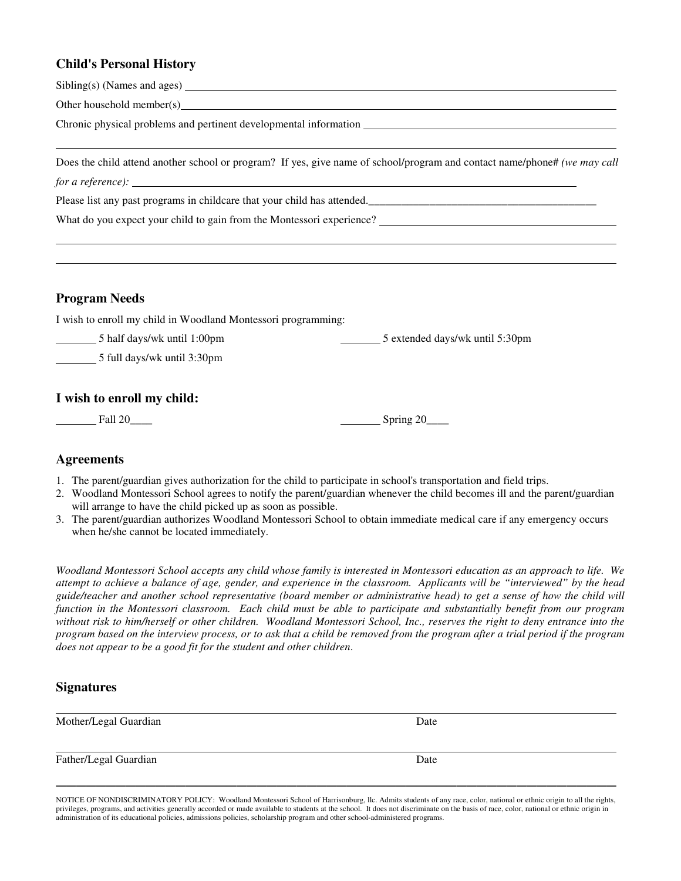## Child's Personal History

Sibling(s) (Names and ages) ______________________________________________

Other household member(s)______________________________________________

Chronic physical problems and pertinent developmental information ______________________

______________________________________________

Does the child attend another school or program? If yes, give name of school/program and contact name/phone# *(we may call for a reference):* ______________________________________________

Please list any past programs in childcare that your child has attended.__________________________

What do you expect your child to gain from the Montessori experience? ______________________

______________________________________________

______________________________________________

## Program Needs

I wish to enroll my child in Woodland Montessori programming:

_______ 5 half days/wk until 1:00pm

_______ 5 extended days/wk until 5:30pm

_______ 5 full days/wk until 3:30pm

## I wish to enroll my child:

_______ Fall 20____

_______ Spring 20____

## Agreements

1. The parent/guardian gives authorization for the child to participate in school's transportation and field trips.
2. Woodland Montessori School agrees to notify the parent/guardian whenever the child becomes ill and the parent/guardian will arrange to have the child picked up as soon as possible.
3. The parent/guardian authorizes Woodland Montessori School to obtain immediate medical care if any emergency occurs when he/she cannot be located immediately.

*Woodland Montessori School accepts any child whose family is interested in Montessori education as an approach to life. We attempt to achieve a balance of age, gender, and experience in the classroom. Applicants will be "interviewed" by the head guide/teacher and another school representative (board member or administrative head) to get a sense of how the child will function in the Montessori classroom. Each child must be able to participate and substantially benefit from our program without risk to him/herself or other children. Woodland Montessori School, Inc., reserves the right to deny entrance into the program based on the interview process, or to ask that a child be removed from the program after a trial period if the program does not appear to be a good fit for the student and other children.*

## Signatures

______________________________________________

Mother/Legal Guardian Date

______________________________________________

Father/Legal Guardian Date

NOTICE OF NONDISCRIMINATORY POLICY: Woodland Montessori School of Harrisonburg, llc. Admits students of any race, color, national or ethnic origin to all the rights, privileges, programs, and activities generally accorded or made available to students at the school. It does not discriminate on the basis of race, color, national or ethnic origin in administration of its educational policies, admissions policies, scholarship program and other school-administered programs.